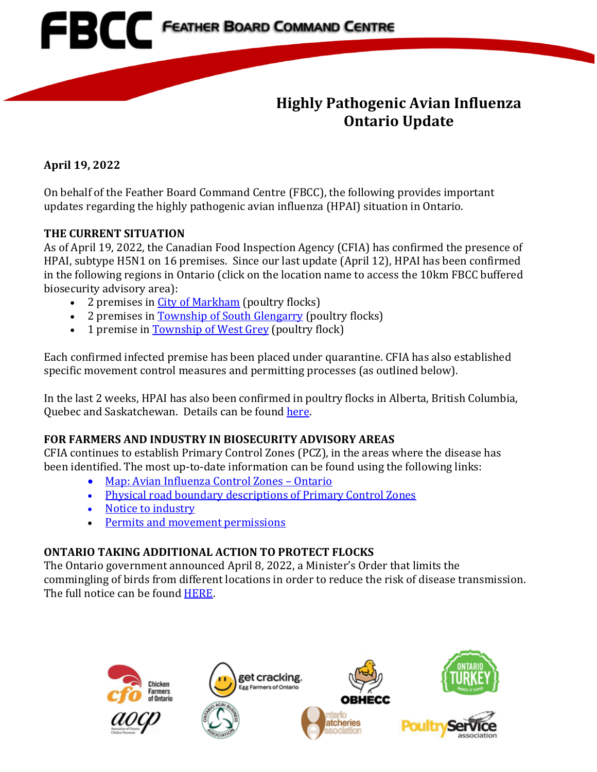# FBCC FEATHER BOARD COMMAND CENTRE

## Highly Pathogenic Avian Influenza Ontario Update

**April 19, 2022**

On behalf of the Feather Board Command Centre (FBCC), the following provides important updates regarding the highly pathogenic avian influenza (HPAI) situation in Ontario.

**THE CURRENT SITUATION**

As of April 19, 2022, the Canadian Food Inspection Agency (CFIA) has confirmed the presence of HPAI, subtype H5N1 on 16 premises. Since our last update (April 12), HPAI has been confirmed in the following regions in Ontario (click on the location name to access the 10km FBCC buffered biosecurity advisory area):

- 2 premises in City of Markham (poultry flocks)
- 2 premises in Township of South Glengarry (poultry flocks)
- 1 premise in Township of West Grey (poultry flock)

Each confirmed infected premise has been placed under quarantine. CFIA has also established specific movement control measures and permitting processes (as outlined below).

In the last 2 weeks, HPAI has also been confirmed in poultry flocks in Alberta, British Columbia, Quebec and Saskatchewan. Details can be found here.

**FOR FARMERS AND INDUSTRY IN BIOSECURITY ADVISORY AREAS**

CFIA continues to establish Primary Control Zones (PCZ), in the areas where the disease has been identified. The most up-to-date information can be found using the following links:

- Map: Avian Influenza Control Zones – Ontario
- Physical road boundary descriptions of Primary Control Zones
- Notice to industry
- Permits and movement permissions

**ONTARIO TAKING ADDITIONAL ACTION TO PROTECT FLOCKS**

The Ontario government announced April 8, 2022, a Minister's Order that limits the commingling of birds from different locations in order to reduce the risk of disease transmission. The full notice can be found HERE.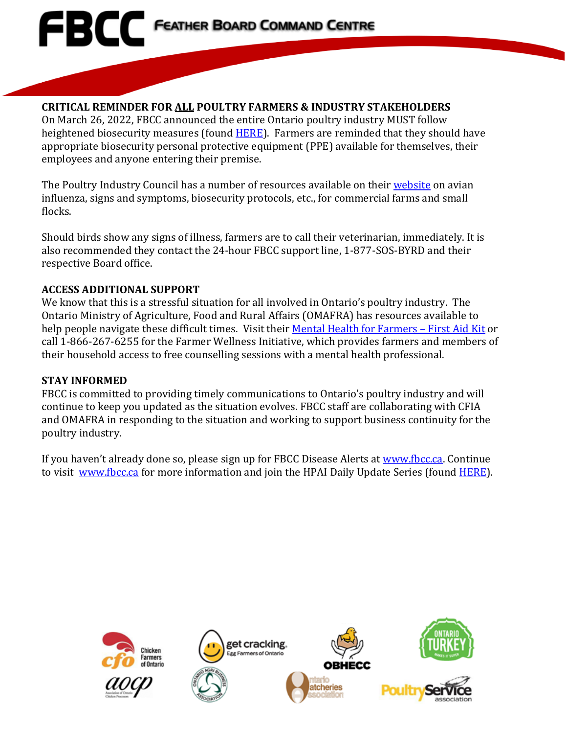**CRITICAL REMINDER FOR ALL POULTRY FARMERS & INDUSTRY STAKEHOLDERS**

On March 26, 2022, FBCC announced the entire Ontario poultry industry MUST follow heightened biosecurity measures (found HERE). Farmers are reminded that they should have appropriate biosecurity personal protective equipment (PPE) available for themselves, their employees and anyone entering their premise.

The Poultry Industry Council has a number of resources available on their website on avian influenza, signs and symptoms, biosecurity protocols, etc., for commercial farms and small flocks.

Should birds show any signs of illness, farmers are to call their veterinarian, immediately. It is also recommended they contact the 24-hour FBCC support line, 1-877-SOS-BYRD and their respective Board office.

**ACCESS ADDITIONAL SUPPORT**

We know that this is a stressful situation for all involved in Ontario's poultry industry. The Ontario Ministry of Agriculture, Food and Rural Affairs (OMAFRA) has resources available to help people navigate these difficult times. Visit their Mental Health for Farmers – First Aid Kit or call 1-866-267-6255 for the Farmer Wellness Initiative, which provides farmers and members of their household access to free counselling sessions with a mental health professional.

**STAY INFORMED**

FBCC is committed to providing timely communications to Ontario's poultry industry and will continue to keep you updated as the situation evolves. FBCC staff are collaborating with CFIA and OMAFRA in responding to the situation and working to support business continuity for the poultry industry.

If you haven't already done so, please sign up for FBCC Disease Alerts at www.fbcc.ca. Continue to visit www.fbcc.ca for more information and join the HPAI Daily Update Series (found HERE).